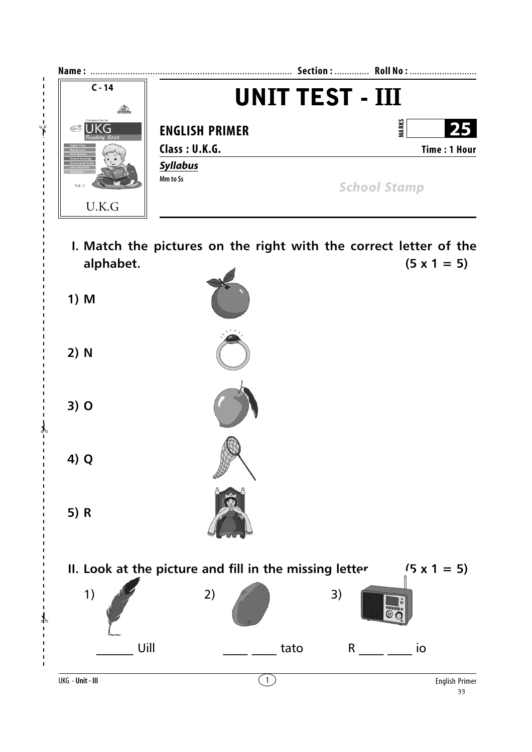Name : ................................................................................ Section : ............. Roll No : ...........................

C - 14

U.K.G

# UNIT TEST - III

**ENGLISH PRIMER**

MARKS **25**

**Class : U.K.G.** **Time : 1 Hour**

***Syllabus***

Mm to Ss

*School Stamp*

**I. Match the pictures on the right with the correct letter of the alphabet.** **(5 x 1 = 5)**

1) **M**

2) **N**

3) **O**

4) **Q**

5) **R**

**II. Look at the picture and fill in the missing letter** **(5 x 1 = 5)**

1) ______ Uill

2) ____ ____ tato

3) R ____ ____ io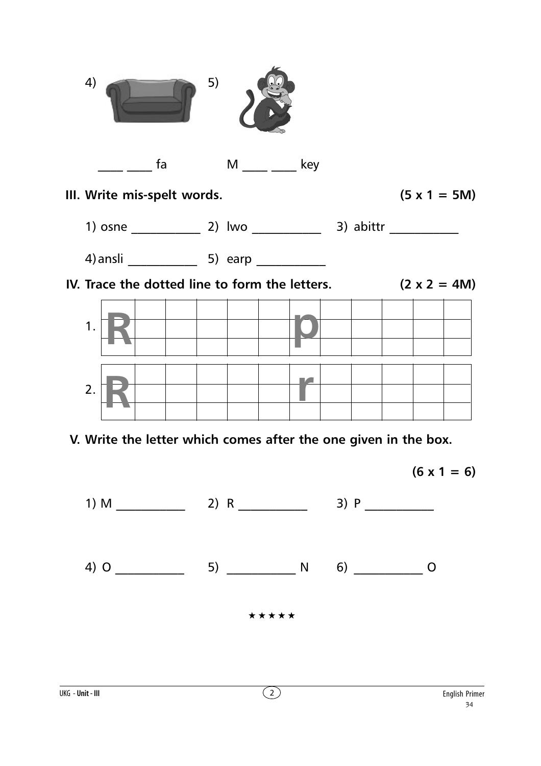4) 5)

____ ____ fa M ____ ____ key

**III. Write mis-spelt words.** **(5 x 1 = 5M)**

1) osne ___________ 2) lwo ___________ 3) abittr ___________

4) ansli ___________ 5) earp ___________

**IV. Trace the dotted line to form the letters.** **(2 x 2 = 4M)**

1. R p

2. R r

**V. Write the letter which comes after the one given in the box.**

**(6 x 1 = 6)**

1) M ___________ 2) R ___________ 3) P ___________

4) O ___________ 5) ___________ N 6) ___________ O

★★★★★